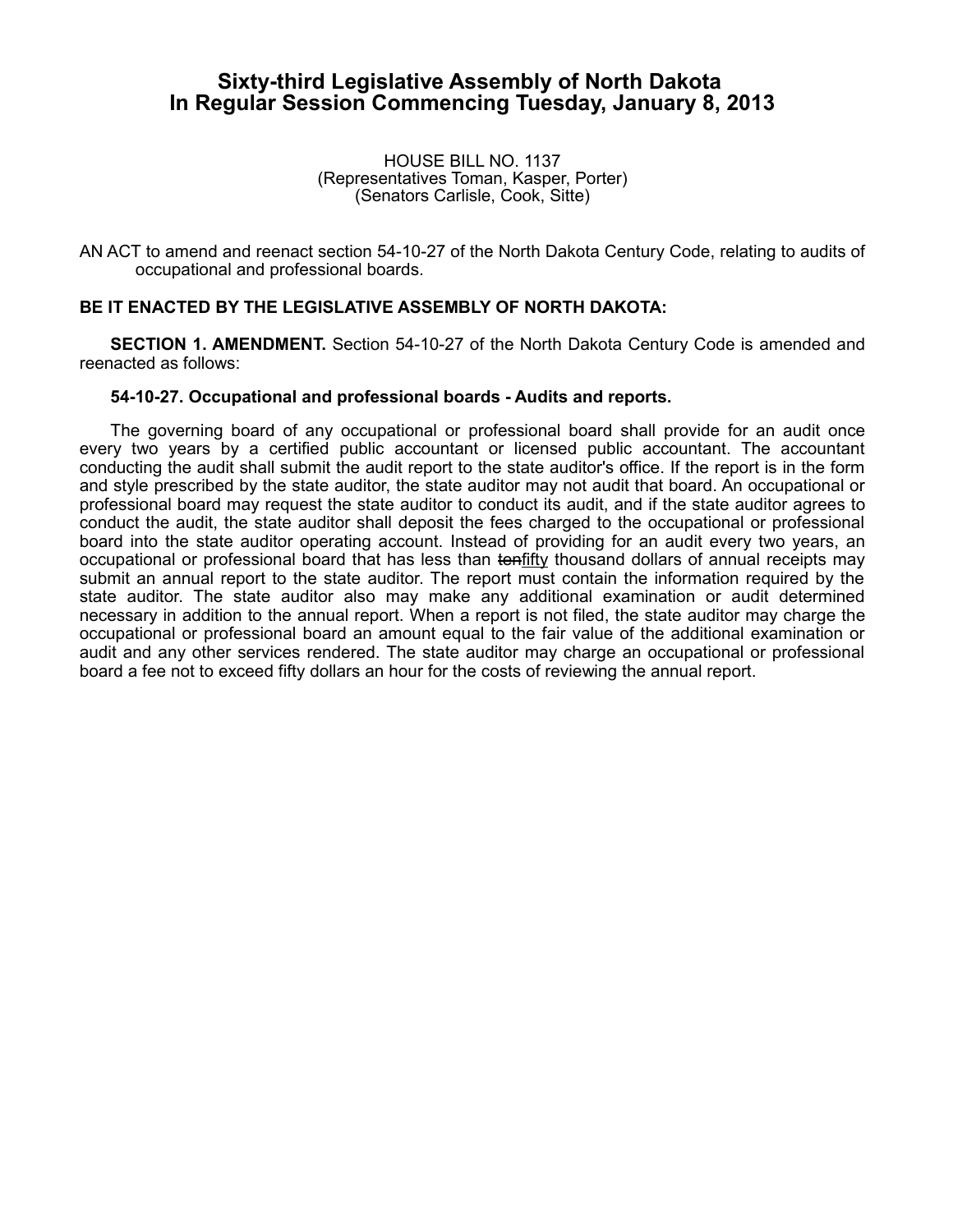# Sixty-third Legislative Assembly of North Dakota
# In Regular Session Commencing Tuesday, January 8, 2013

HOUSE BILL NO. 1137
(Representatives Toman, Kasper, Porter)
(Senators Carlisle, Cook, Sitte)

AN ACT to amend and reenact section 54-10-27 of the North Dakota Century Code, relating to audits of occupational and professional boards.

**BE IT ENACTED BY THE LEGISLATIVE ASSEMBLY OF NORTH DAKOTA:**

**SECTION 1. AMENDMENT.** Section 54-10-27 of the North Dakota Century Code is amended and reenacted as follows:

**54-10-27. Occupational and professional boards - Audits and reports.**

The governing board of any occupational or professional board shall provide for an audit once every two years by a certified public accountant or licensed public accountant. The accountant conducting the audit shall submit the audit report to the state auditor's office. If the report is in the form and style prescribed by the state auditor, the state auditor may not audit that board. An occupational or professional board may request the state auditor to conduct its audit, and if the state auditor agrees to conduct the audit, the state auditor shall deposit the fees charged to the occupational or professional board into the state auditor operating account. Instead of providing for an audit every two years, an occupational or professional board that has less than ~~ten~~<u>fifty</u> thousand dollars of annual receipts may submit an annual report to the state auditor. The report must contain the information required by the state auditor. The state auditor also may make any additional examination or audit determined necessary in addition to the annual report. When a report is not filed, the state auditor may charge the occupational or professional board an amount equal to the fair value of the additional examination or audit and any other services rendered. The state auditor may charge an occupational or professional board a fee not to exceed fifty dollars an hour for the costs of reviewing the annual report.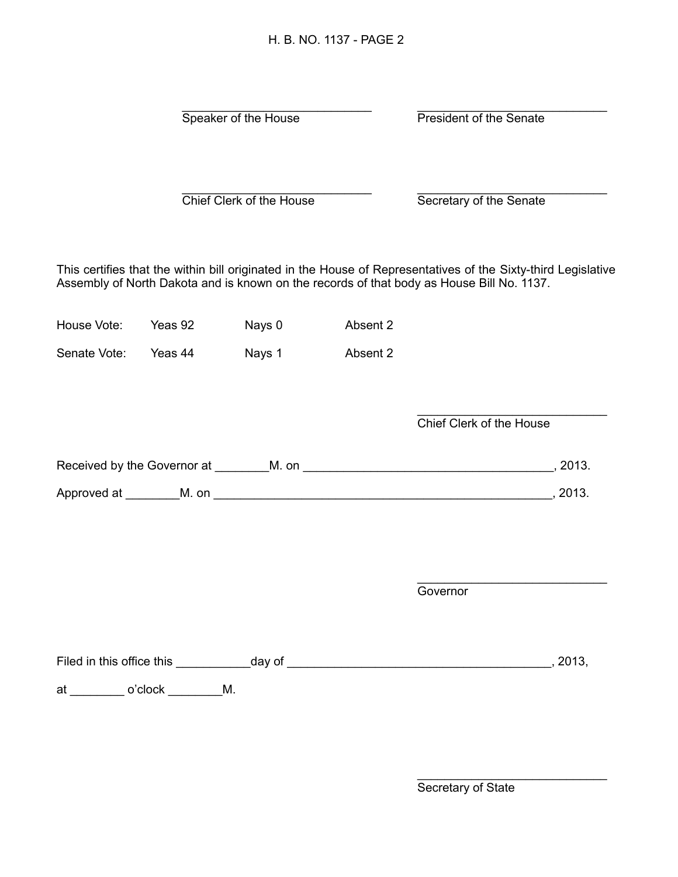\_\_\_\_\_\_\_\_\_\_\_\_\_\_\_\_\_\_\_\_\_\_\_\_\_\_\_\_
Speaker of the House

\_\_\_\_\_\_\_\_\_\_\_\_\_\_\_\_\_\_\_\_\_\_\_\_\_\_\_\_
President of the Senate

\_\_\_\_\_\_\_\_\_\_\_\_\_\_\_\_\_\_\_\_\_\_\_\_\_\_\_\_
Chief Clerk of the House

\_\_\_\_\_\_\_\_\_\_\_\_\_\_\_\_\_\_\_\_\_\_\_\_\_\_\_\_
Secretary of the Senate

This certifies that the within bill originated in the House of Representatives of the Sixty-third Legislative Assembly of North Dakota and is known on the records of that body as House Bill No. 1137.

| | | | |
|---|---|---|---|
| House Vote: | Yeas 92 | Nays 0 | Absent 2 |
| Senate Vote: | Yeas 44 | Nays 1 | Absent 2 |

\_\_\_\_\_\_\_\_\_\_\_\_\_\_\_\_\_\_\_\_\_\_\_\_\_\_\_\_
Chief Clerk of the House

Received by the Governor at \_\_\_\_\_\_\_\_M. on \_\_\_\_\_\_\_\_\_\_\_\_\_\_\_\_\_\_\_\_\_\_\_\_\_\_\_\_\_\_\_\_\_\_\_\_\_, 2013.

Approved at \_\_\_\_\_\_\_\_M. on \_\_\_\_\_\_\_\_\_\_\_\_\_\_\_\_\_\_\_\_\_\_\_\_\_\_\_\_\_\_\_\_\_\_\_\_\_\_\_\_\_\_\_\_\_\_\_\_\_\_\_\_, 2013.

\_\_\_\_\_\_\_\_\_\_\_\_\_\_\_\_\_\_\_\_\_\_\_\_\_\_\_\_
Governor

Filed in this office this \_\_\_\_\_\_\_\_\_\_\_day of \_\_\_\_\_\_\_\_\_\_\_\_\_\_\_\_\_\_\_\_\_\_\_\_\_\_\_\_\_\_\_\_\_\_\_\_\_\_\_, 2013,

at \_\_\_\_\_\_\_\_ o'clock \_\_\_\_\_\_\_\_M.

\_\_\_\_\_\_\_\_\_\_\_\_\_\_\_\_\_\_\_\_\_\_\_\_\_\_\_\_
Secretary of State